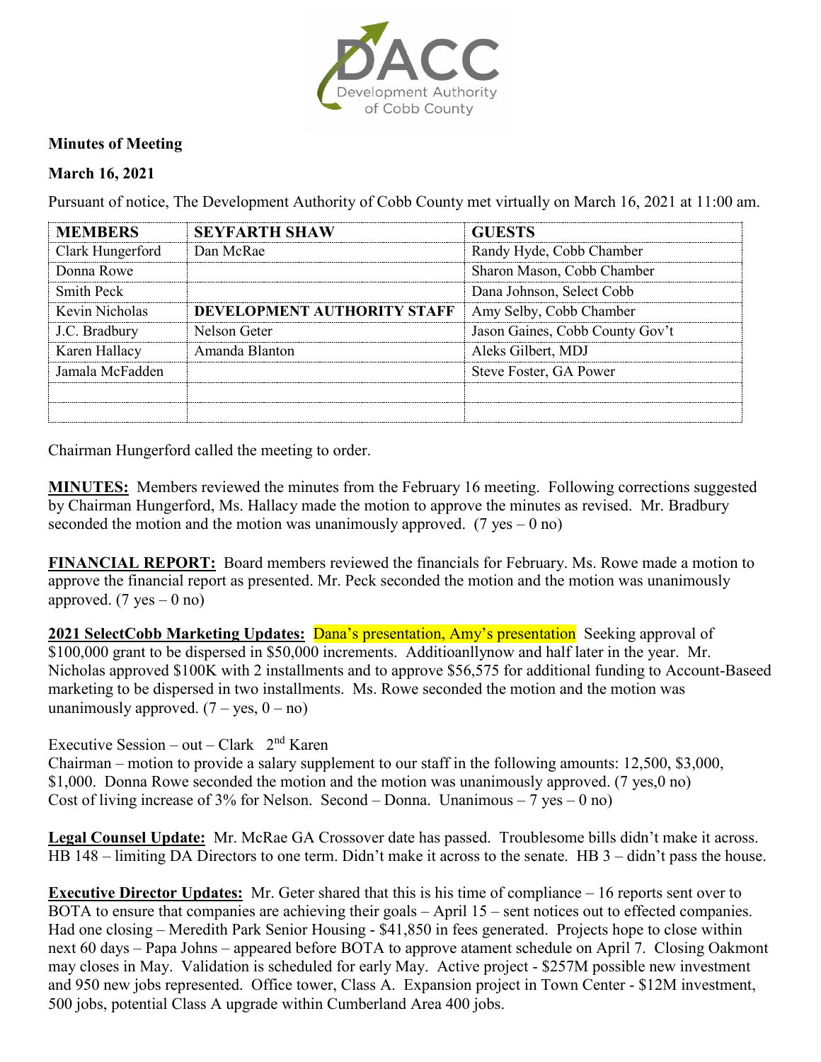**Minutes of Meeting**

**March 16, 2021**

Pursuant of notice, The Development Authority of Cobb County met virtually on March 16, 2021 at 11:00 am.

| MEMBERS | SEYFARTH SHAW | GUESTS |
|---|---|---|
| Clark Hungerford | Dan McRae | Randy Hyde, Cobb Chamber |
| Donna Rowe | | Sharon Mason, Cobb Chamber |
| Smith Peck | | Dana Johnson, Select Cobb |
| Kevin Nicholas | **DEVELOPMENT AUTHORITY STAFF** | Amy Selby, Cobb Chamber |
| J.C. Bradbury | Nelson Geter | Jason Gaines, Cobb County Gov't |
| Karen Hallacy | Amanda Blanton | Aleks Gilbert, MDJ |
| Jamala McFadden | | Steve Foster, GA Power |
| | | |
| | | |

Chairman Hungerford called the meeting to order.

**MINUTES:** Members reviewed the minutes from the February 16 meeting. Following corrections suggested by Chairman Hungerford, Ms. Hallacy made the motion to approve the minutes as revised. Mr. Bradbury seconded the motion and the motion was unanimously approved. (7 yes – 0 no)

**FINANCIAL REPORT:** Board members reviewed the financials for February. Ms. Rowe made a motion to approve the financial report as presented. Mr. Peck seconded the motion and the motion was unanimously approved. (7 yes – 0 no)

**2021 SelectCobb Marketing Updates:** Dana's presentation, Amy's presentation Seeking approval of $100,000 grant to be dispersed in $50,000 increments. Additioanllynow and half later in the year. Mr. Nicholas approved $100K with 2 installments and to approve $56,575 for additional funding to Account-Baseed marketing to be dispersed in two installments. Ms. Rowe seconded the motion and the motion was unanimously approved. (7 – yes, 0 – no)

Executive Session – out – Clark 2nd Karen
Chairman – motion to provide a salary supplement to our staff in the following amounts: 12,500, $3,000, $1,000. Donna Rowe seconded the motion and the motion was unanimously approved. (7 yes,0 no)
Cost of living increase of 3% for Nelson. Second – Donna. Unanimous – 7 yes – 0 no)

**Legal Counsel Update:** Mr. McRae GA Crossover date has passed. Troublesome bills didn't make it across. HB 148 – limiting DA Directors to one term. Didn't make it across to the senate. HB 3 – didn't pass the house.

**Executive Director Updates:** Mr. Geter shared that this is his time of compliance – 16 reports sent over to BOTA to ensure that companies are achieving their goals – April 15 – sent notices out to effected companies. Had one closing – Meredith Park Senior Housing - $41,850 in fees generated. Projects hope to close within next 60 days – Papa Johns – appeared before BOTA to approve atament schedule on April 7. Closing Oakmont may closes in May. Validation is scheduled for early May. Active project - $257M possible new investment and 950 new jobs represented. Office tower, Class A. Expansion project in Town Center - $12M investment, 500 jobs, potential Class A upgrade within Cumberland Area 400 jobs.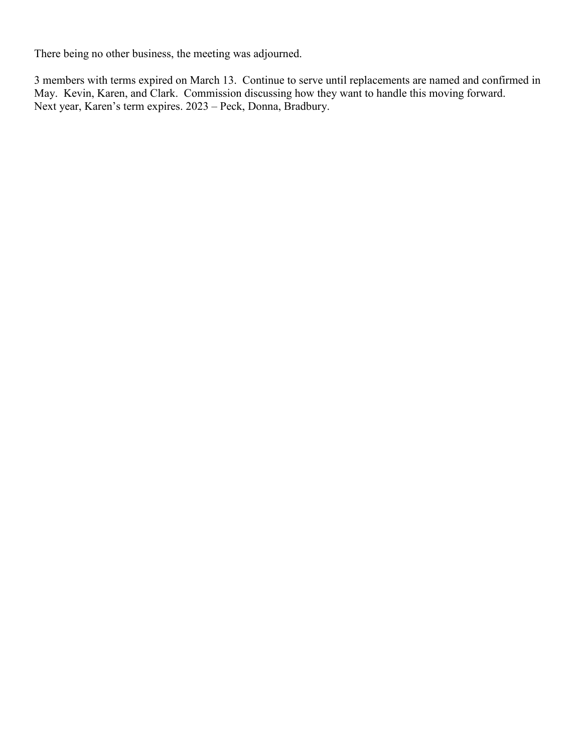There being no other business, the meeting was adjourned.

3 members with terms expired on March 13. Continue to serve until replacements are named and confirmed in May. Kevin, Karen, and Clark. Commission discussing how they want to handle this moving forward.
Next year, Karen's term expires. 2023 – Peck, Donna, Bradbury.